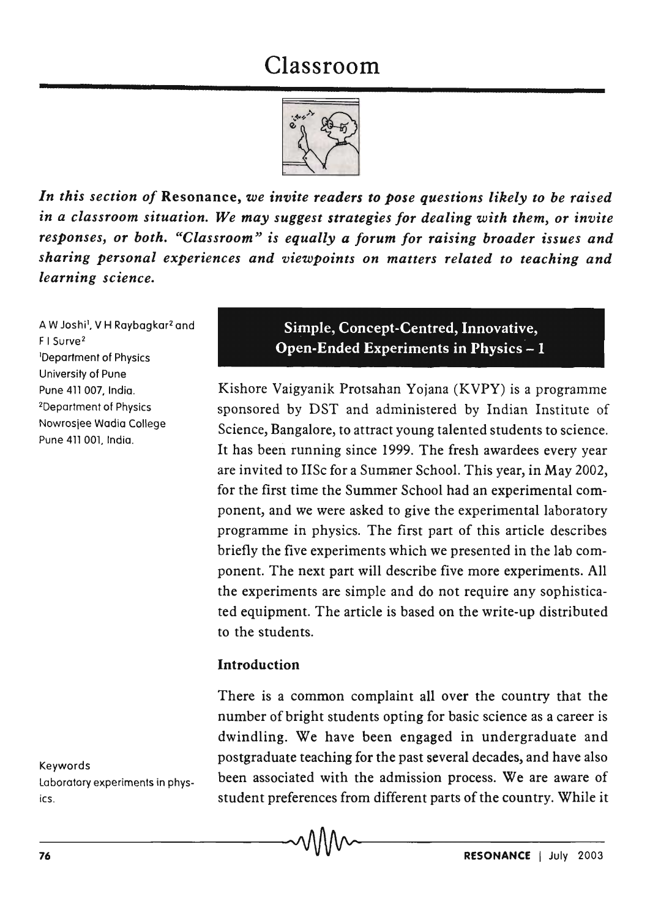# Classroom

*In this section of* **Resonance**, *we invite readers to pose questions likely to be raised in a classroom situation. We may suggest strategies for dealing with them, or invite responses, or both. "Classroom" is equally a forum for raising broader issues and sharing personal experiences and viewpoints on matters related to teaching and learning science.*

A W Joshi[1], V H Raybagkar[2] and F I Surve[2]

[1]Department of Physics
University of Pune
Pune 411 007, India.

[2]Department of Physics
Nowrosjee Wadia College
Pune 411 001, India.

## Simple, Concept-Centred, Innovative, Open-Ended Experiments in Physics – 1

Kishore Vaigyanik Protsahan Yojana (KVPY) is a programme sponsored by DST and administered by Indian Institute of Science, Bangalore, to attract young talented students to science. It has been running since 1999. The fresh awardees every year are invited to IISc for a Summer School. This year, in May 2002, for the first time the Summer School had an experimental component, and we were asked to give the experimental laboratory programme in physics. The first part of this article describes briefly the five experiments which we presented in the lab component. The next part will describe five more experiments. All the experiments are simple and do not require any sophisticated equipment. The article is based on the write-up distributed to the students.

### Introduction

There is a common complaint all over the country that the number of bright students opting for basic science as a career is dwindling. We have been engaged in undergraduate and postgraduate teaching for the past several decades, and have also been associated with the admission process. We are aware of student preferences from different parts of the country. While it

Keywords
Laboratory experiments in physics.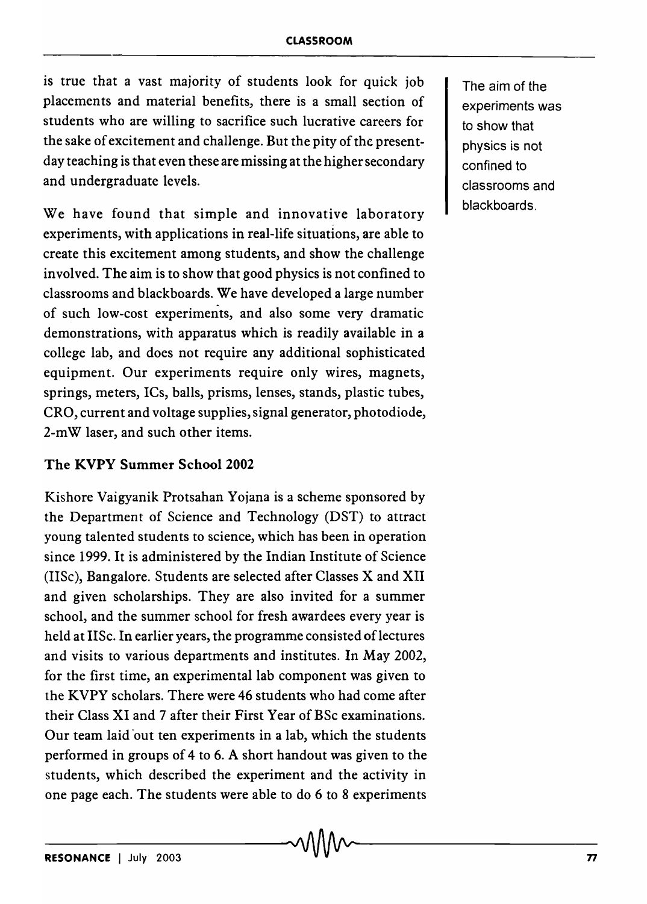is true that a vast majority of students look for quick job placements and material benefits, there is a small section of students who are willing to sacrifice such lucrative careers for the sake of excitement and challenge. But the pity of the present-day teaching is that even these are missing at the higher secondary and undergraduate levels.

We have found that simple and innovative laboratory experiments, with applications in real-life situations, are able to create this excitement among students, and show the challenge involved. The aim is to show that good physics is not confined to classrooms and blackboards. We have developed a large number of such low-cost experiments, and also some very dramatic demonstrations, with apparatus which is readily available in a college lab, and does not require any additional sophisticated equipment. Our experiments require only wires, magnets, springs, meters, ICs, balls, prisms, lenses, stands, plastic tubes, CRO, current and voltage supplies, signal generator, photodiode, 2-mW laser, and such other items.

The aim of the experiments was to show that physics is not confined to classrooms and blackboards.

### The KVPY Summer School 2002

Kishore Vaigyanik Protsahan Yojana is a scheme sponsored by the Department of Science and Technology (DST) to attract young talented students to science, which has been in operation since 1999. It is administered by the Indian Institute of Science (IISc), Bangalore. Students are selected after Classes X and XII and given scholarships. They are also invited for a summer school, and the summer school for fresh awardees every year is held at IISc. In earlier years, the programme consisted of lectures and visits to various departments and institutes. In May 2002, for the first time, an experimental lab component was given to the KVPY scholars. There were 46 students who had come after their Class XI and 7 after their First Year of BSc examinations. Our team laid out ten experiments in a lab, which the students performed in groups of 4 to 6. A short handout was given to the students, which described the experiment and the activity in one page each. The students were able to do 6 to 8 experiments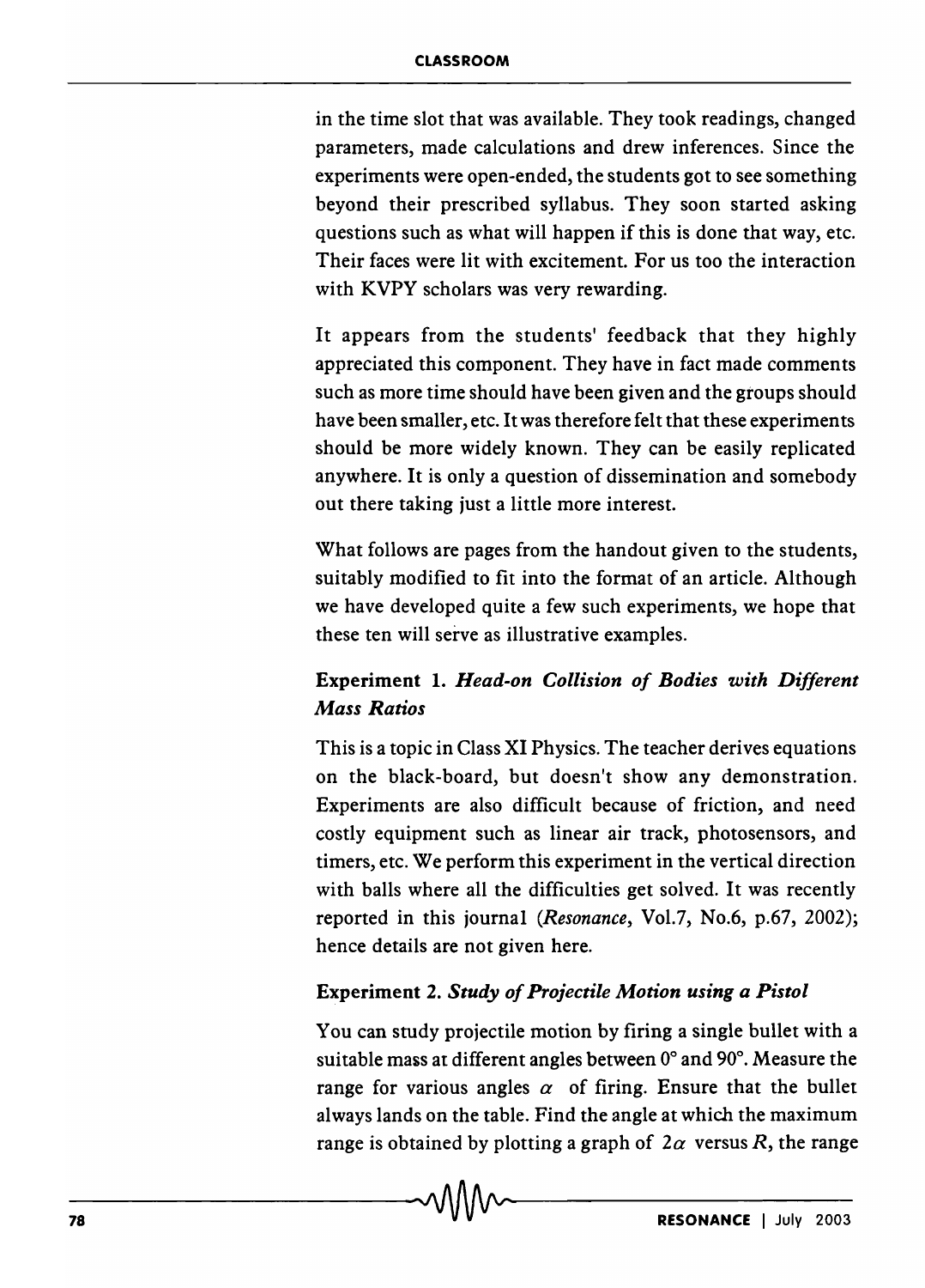in the time slot that was available. They took readings, changed parameters, made calculations and drew inferences. Since the experiments were open-ended, the students got to see something beyond their prescribed syllabus. They soon started asking questions such as what will happen if this is done that way, etc. Their faces were lit with excitement. For us too the interaction with KVPY scholars was very rewarding.

It appears from the students' feedback that they highly appreciated this component. They have in fact made comments such as more time should have been given and the groups should have been smaller, etc. It was therefore felt that these experiments should be more widely known. They can be easily replicated anywhere. It is only a question of dissemination and somebody out there taking just a little more interest.

What follows are pages from the handout given to the students, suitably modified to fit into the format of an article. Although we have developed quite a few such experiments, we hope that these ten will serve as illustrative examples.

### Experiment 1. *Head-on Collision of Bodies with Different Mass Ratios*

This is a topic in Class XI Physics. The teacher derives equations on the black-board, but doesn't show any demonstration. Experiments are also difficult because of friction, and need costly equipment such as linear air track, photosensors, and timers, etc. We perform this experiment in the vertical direction with balls where all the difficulties get solved. It was recently reported in this journal (*Resonance*, Vol.7, No.6, p.67, 2002); hence details are not given here.

### Experiment 2. *Study of Projectile Motion using a Pistol*

You can study projectile motion by firing a single bullet with a suitable mass at different angles between 0° and 90°. Measure the range for various angles $\alpha$ of firing. Ensure that the bullet always lands on the table. Find the angle at which the maximum range is obtained by plotting a graph of $2\alpha$ versus $R$, the range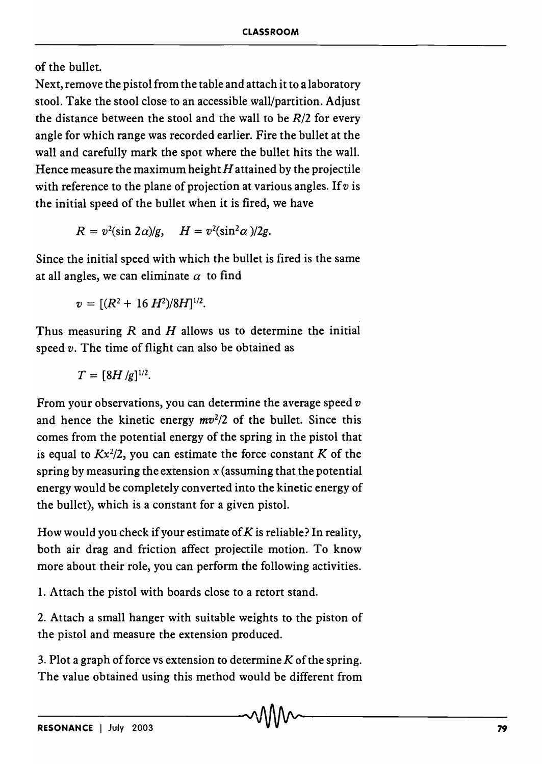of the bullet.

Next, remove the pistol from the table and attach it to a laboratory stool. Take the stool close to an accessible wall/partition. Adjust the distance between the stool and the wall to be $R/2$ for every angle for which range was recorded earlier. Fire the bullet at the wall and carefully mark the spot where the bullet hits the wall. Hence measure the maximum height $H$ attained by the projectile with reference to the plane of projection at various angles. If $v$ is the initial speed of the bullet when it is fired, we have

$$R = v^2(\sin 2\alpha)/g, \quad H = v^2(\sin^2\alpha)/2g.$$

Since the initial speed with which the bullet is fired is the same at all angles, we can eliminate $\alpha$ to find

$$v = [(R^2 + 16H^2)/8H]^{1/2}.$$

Thus measuring $R$ and $H$ allows us to determine the initial speed $v$. The time of flight can also be obtained as

$$T = [8H/g]^{1/2}.$$

From your observations, you can determine the average speed $v$ and hence the kinetic energy $mv^2/2$ of the bullet. Since this comes from the potential energy of the spring in the pistol that is equal to $Kx^2/2$, you can estimate the force constant $K$ of the spring by measuring the extension $x$ (assuming that the potential energy would be completely converted into the kinetic energy of the bullet), which is a constant for a given pistol.

How would you check if your estimate of $K$ is reliable? In reality, both air drag and friction affect projectile motion. To know more about their role, you can perform the following activities.

1. Attach the pistol with boards close to a retort stand.

2. Attach a small hanger with suitable weights to the piston of the pistol and measure the extension produced.

3. Plot a graph of force vs extension to determine $K$ of the spring. The value obtained using this method would be different from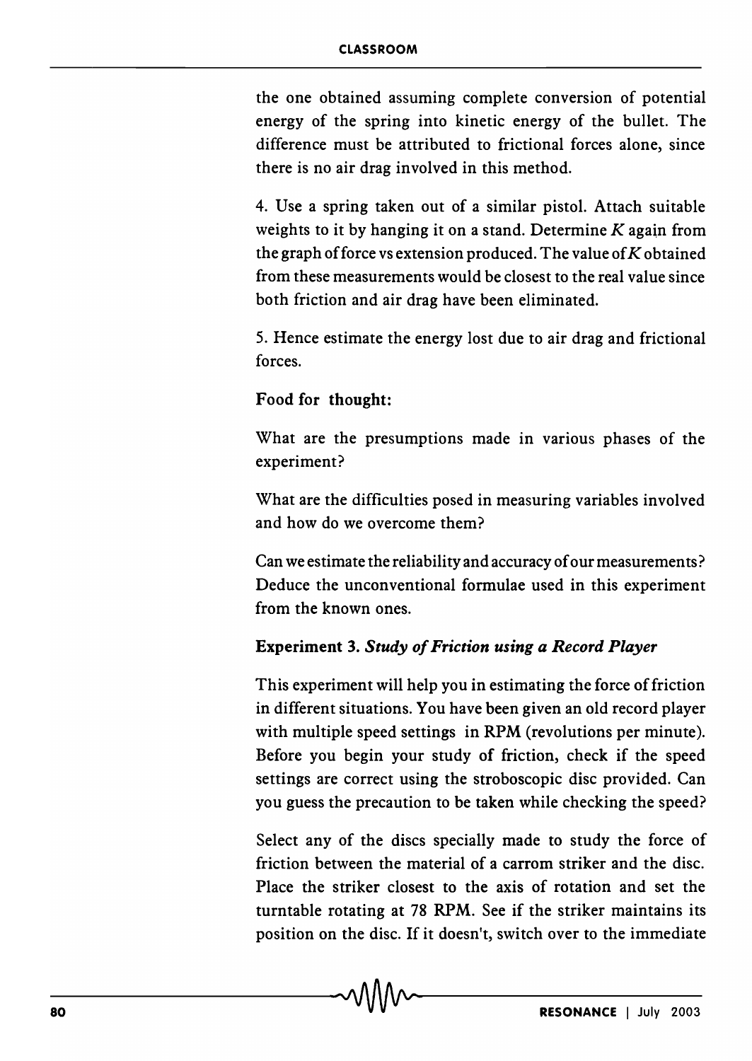the one obtained assuming complete conversion of potential energy of the spring into kinetic energy of the bullet. The difference must be attributed to frictional forces alone, since there is no air drag involved in this method.

4. Use a spring taken out of a similar pistol. Attach suitable weights to it by hanging it on a stand. Determine $K$ again from the graph of force vs extension produced. The value of $K$ obtained from these measurements would be closest to the real value since both friction and air drag have been eliminated.

5. Hence estimate the energy lost due to air drag and frictional forces.

**Food for thought:**

What are the presumptions made in various phases of the experiment?

What are the difficulties posed in measuring variables involved and how do we overcome them?

Can we estimate the reliability and accuracy of our measurements? Deduce the unconventional formulae used in this experiment from the known ones.

### Experiment 3. *Study of Friction using a Record Player*

This experiment will help you in estimating the force of friction in different situations. You have been given an old record player with multiple speed settings in RPM (revolutions per minute). Before you begin your study of friction, check if the speed settings are correct using the stroboscopic disc provided. Can you guess the precaution to be taken while checking the speed?

Select any of the discs specially made to study the force of friction between the material of a carrom striker and the disc. Place the striker closest to the axis of rotation and set the turntable rotating at 78 RPM. See if the striker maintains its position on the disc. If it doesn't, switch over to the immediate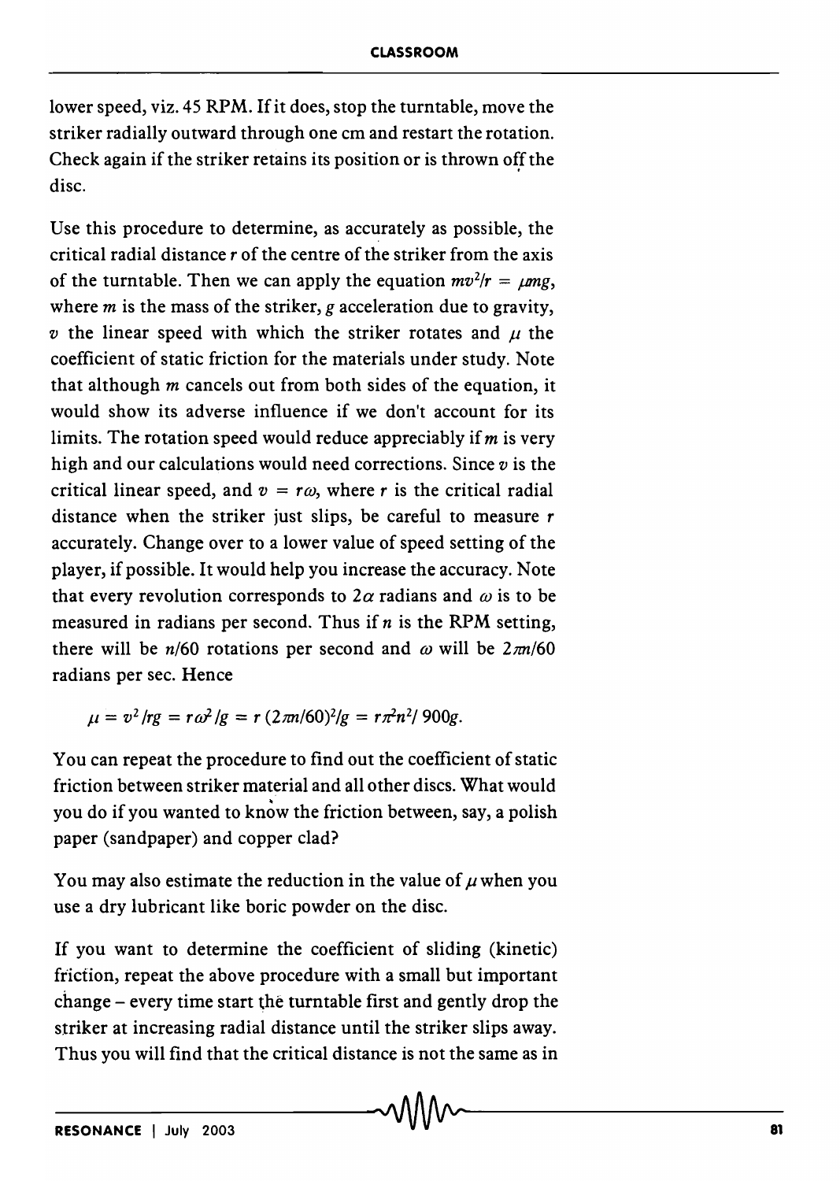lower speed, viz. 45 RPM. If it does, stop the turntable, move the striker radially outward through one cm and restart the rotation. Check again if the striker retains its position or is thrown off the disc.

Use this procedure to determine, as accurately as possible, the critical radial distance $r$ of the centre of the striker from the axis of the turntable. Then we can apply the equation $mv^2/r = \mu mg$, where $m$ is the mass of the striker, $g$ acceleration due to gravity, $v$ the linear speed with which the striker rotates and $\mu$ the coefficient of static friction for the materials under study. Note that although $m$ cancels out from both sides of the equation, it would show its adverse influence if we don't account for its limits. The rotation speed would reduce appreciably if $m$ is very high and our calculations would need corrections. Since $v$ is the critical linear speed, and $v = r\omega$, where $r$ is the critical radial distance when the striker just slips, be careful to measure $r$ accurately. Change over to a lower value of speed setting of the player, if possible. It would help you increase the accuracy. Note that every revolution corresponds to $2\alpha$ radians and $\omega$ is to be measured in radians per second. Thus if $n$ is the RPM setting, there will be $n/60$ rotations per second and $\omega$ will be $2\pi n/60$ radians per sec. Hence

$$\mu = v^2/rg = r\omega^2/g = r\,(2\pi n/60)^2/g = r\pi^2 n^2/\,900g.$$

You can repeat the procedure to find out the coefficient of static friction between striker material and all other discs. What would you do if you wanted to know the friction between, say, a polish paper (sandpaper) and copper clad?

You may also estimate the reduction in the value of $\mu$ when you use a dry lubricant like boric powder on the disc.

If you want to determine the coefficient of sliding (kinetic) friction, repeat the above procedure with a small but important change – every time start the turntable first and gently drop the striker at increasing radial distance until the striker slips away. Thus you will find that the critical distance is not the same as in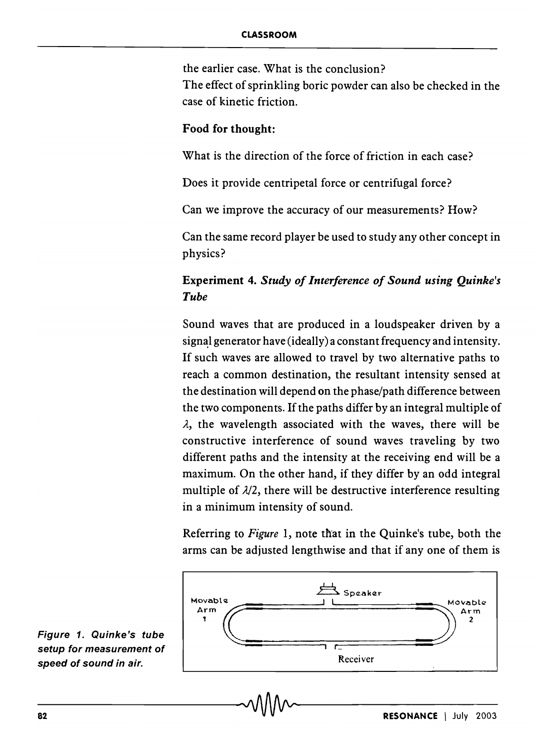the earlier case. What is the conclusion?

The effect of sprinkling boric powder can also be checked in the case of kinetic friction.

**Food for thought:**

What is the direction of the force of friction in each case?

Does it provide centripetal force or centrifugal force?

Can we improve the accuracy of our measurements? How?

Can the same record player be used to study any other concept in physics?

### Experiment 4. *Study of Interference of Sound using Quinke's Tube*

Sound waves that are produced in a loudspeaker driven by a signal generator have (ideally) a constant frequency and intensity. If such waves are allowed to travel by two alternative paths to reach a common destination, the resultant intensity sensed at the destination will depend on the phase/path difference between the two components. If the paths differ by an integral multiple of $\lambda$, the wavelength associated with the waves, there will be constructive interference of sound waves traveling by two different paths and the intensity at the receiving end will be a maximum. On the other hand, if they differ by an odd integral multiple of $\lambda/2$, there will be destructive interference resulting in a minimum intensity of sound.

Referring to *Figure* 1, note that in the Quinke's tube, both the arms can be adjusted lengthwise and that if any one of them is

Speaker

Movable Arm 1

Movable Arm 2

Receiver

*Figure 1. Quinke's tube setup for measurement of speed of sound in air.*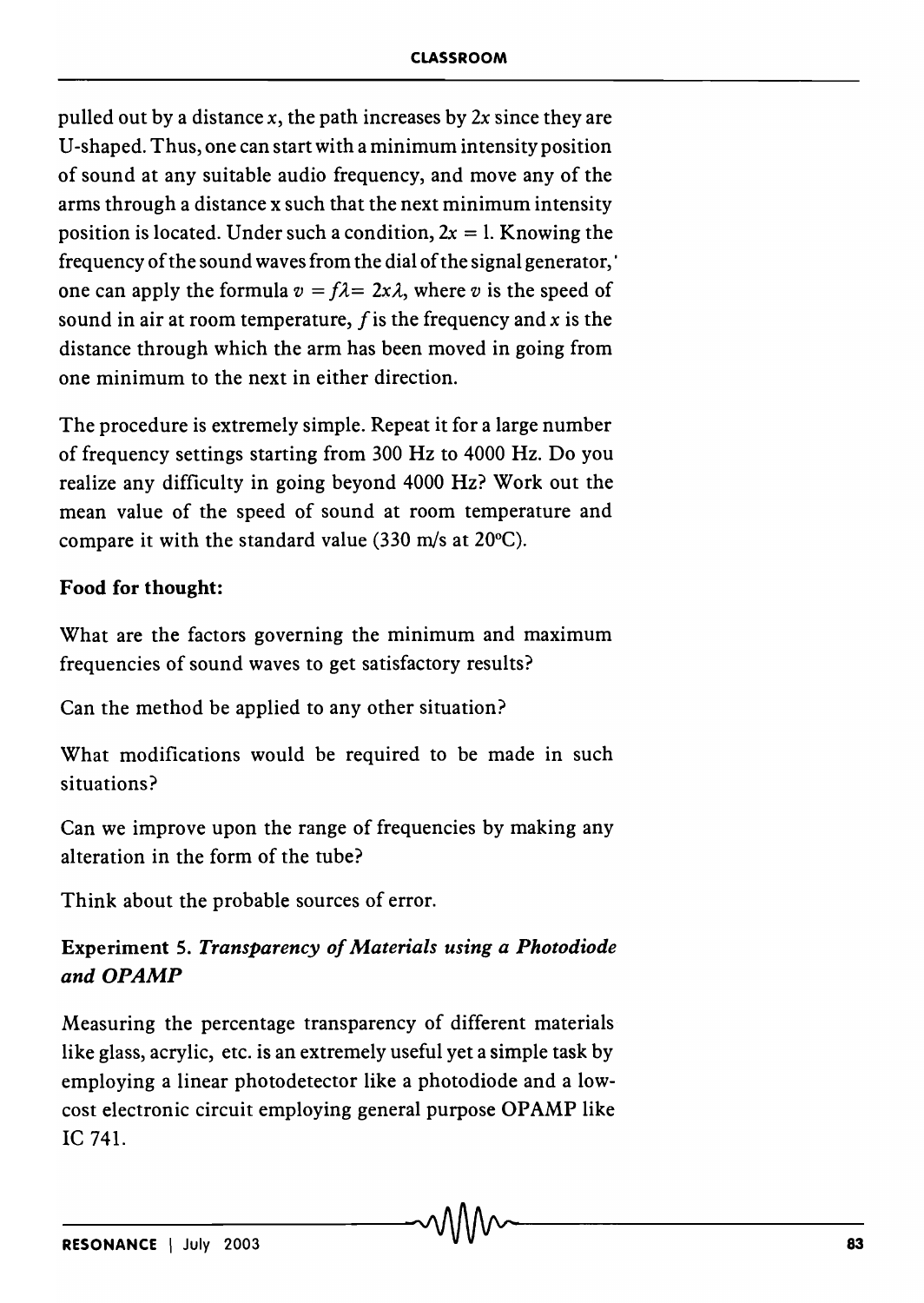pulled out by a distance $x$, the path increases by $2x$ since they are U-shaped. Thus, one can start with a minimum intensity position of sound at any suitable audio frequency, and move any of the arms through a distance x such that the next minimum intensity position is located. Under such a condition, $2x = l$. Knowing the frequency of the sound waves from the dial of the signal generator,' one can apply the formula $v = f\lambda = 2x\lambda$, where $v$ is the speed of sound in air at room temperature, $f$ is the frequency and $x$ is the distance through which the arm has been moved in going from one minimum to the next in either direction.

The procedure is extremely simple. Repeat it for a large number of frequency settings starting from 300 Hz to 4000 Hz. Do you realize any difficulty in going beyond 4000 Hz? Work out the mean value of the speed of sound at room temperature and compare it with the standard value (330 m/s at 20°C).

**Food for thought:**

What are the factors governing the minimum and maximum frequencies of sound waves to get satisfactory results?

Can the method be applied to any other situation?

What modifications would be required to be made in such situations?

Can we improve upon the range of frequencies by making any alteration in the form of the tube?

Think about the probable sources of error.

### Experiment 5. *Transparency of Materials using a Photodiode and OPAMP*

Measuring the percentage transparency of different materials like glass, acrylic, etc. is an extremely useful yet a simple task by employing a linear photodetector like a photodiode and a low-cost electronic circuit employing general purpose OPAMP like IC 741.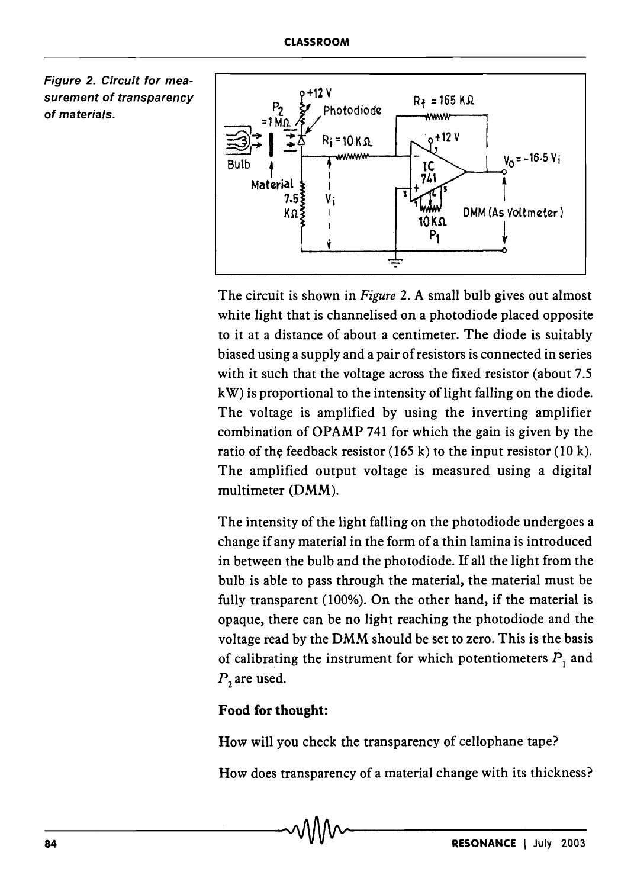Figure 2. Circuit for measurement of transparency of materials.

The circuit is shown in *Figure* 2. A small bulb gives out almost white light that is channelised on a photodiode placed opposite to it at a distance of about a centimeter. The diode is suitably biased using a supply and a pair of resistors is connected in series with it such that the voltage across the fixed resistor (about 7.5 kW) is proportional to the intensity of light falling on the diode. The voltage is amplified by using the inverting amplifier combination of OPAMP 741 for which the gain is given by the ratio of the feedback resistor (165 k) to the input resistor (10 k). The amplified output voltage is measured using a digital multimeter (DMM).

The intensity of the light falling on the photodiode undergoes a change if any material in the form of a thin lamina is introduced in between the bulb and the photodiode. If all the light from the bulb is able to pass through the material, the material must be fully transparent (100%). On the other hand, if the material is opaque, there can be no light reaching the photodiode and the voltage read by the DMM should be set to zero. This is the basis of calibrating the instrument for which potentiometers $P_1$ and $P_2$ are used.

**Food for thought:**

How will you check the transparency of cellophane tape?

How does transparency of a material change with its thickness?